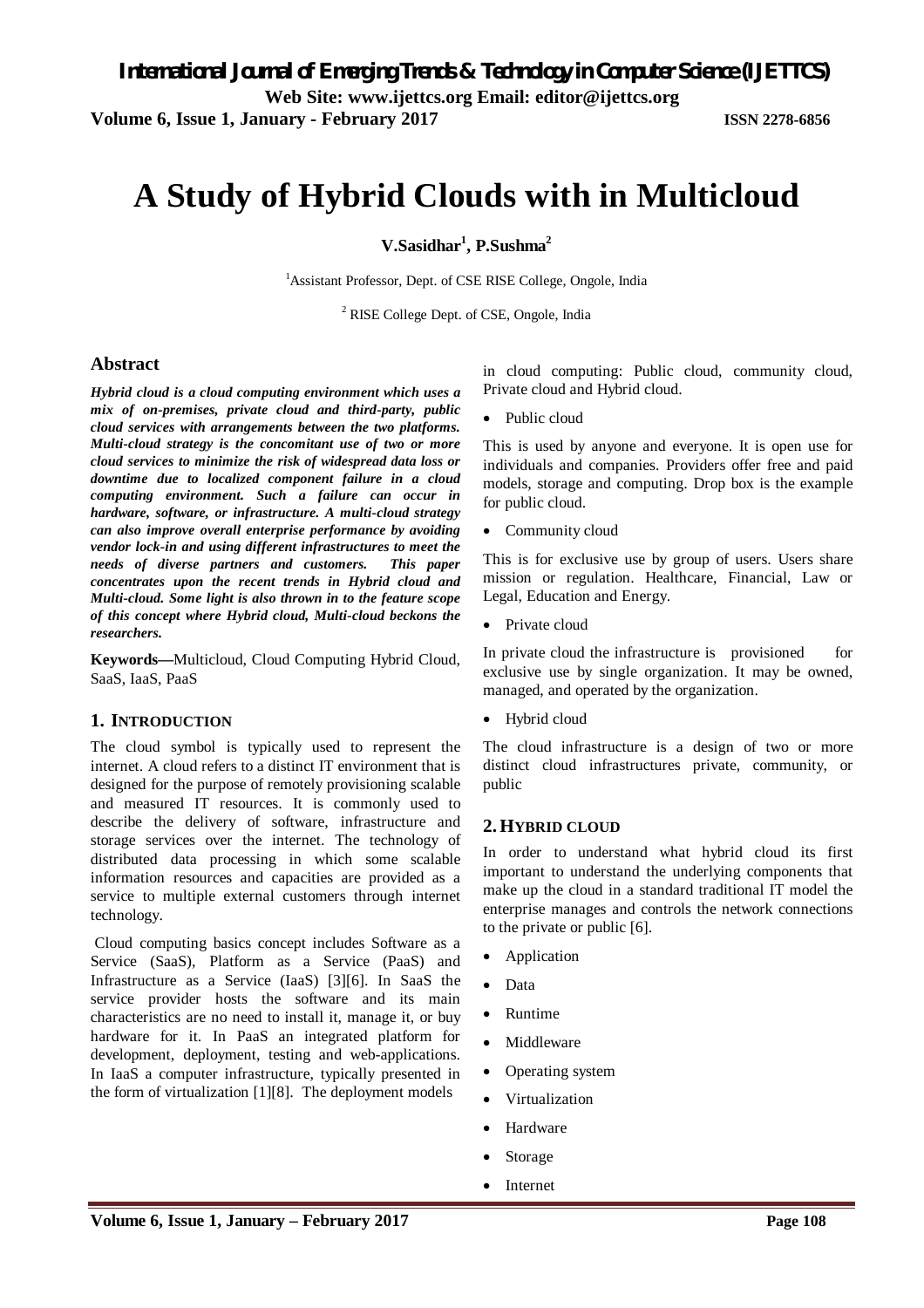# A Study of Hybrid Clouds with in Multicloud

**V.Sasidhar[1], P.Sushma[2]**

[1]Assistant Professor, Dept. of CSE RISE College, Ongole, India

[2] RISE College Dept. of CSE, Ongole, India

## Abstract

***Hybrid cloud is a cloud computing environment which uses a mix of on-premises, private cloud and third-party, public cloud services with arrangements between the two platforms. Multi-cloud strategy is the concomitant use of two or more cloud services to minimize the risk of widespread data loss or downtime due to localized component failure in a cloud computing environment. Such a failure can occur in hardware, software, or infrastructure. A multi-cloud strategy can also improve overall enterprise performance by avoiding vendor lock-in and using different infrastructures to meet the needs of diverse partners and customers. This paper concentrates upon the recent trends in Hybrid cloud and Multi-cloud. Some light is also thrown in to the feature scope of this concept where Hybrid cloud, Multi-cloud beckons the researchers.***

**Keywords—**Multicloud, Cloud Computing Hybrid Cloud, SaaS, IaaS, PaaS

## 1. INTRODUCTION

The cloud symbol is typically used to represent the internet. A cloud refers to a distinct IT environment that is designed for the purpose of remotely provisioning scalable and measured IT resources. It is commonly used to describe the delivery of software, infrastructure and storage services over the internet. The technology of distributed data processing in which some scalable information resources and capacities are provided as a service to multiple external customers through internet technology.

Cloud computing basics concept includes Software as a Service (SaaS), Platform as a Service (PaaS) and Infrastructure as a Service (IaaS) [3][6]. In SaaS the service provider hosts the software and its main characteristics are no need to install it, manage it, or buy hardware for it. In PaaS an integrated platform for development, deployment, testing and web-applications. In IaaS a computer infrastructure, typically presented in the form of virtualization [1][8]. The deployment models in cloud computing: Public cloud, community cloud, Private cloud and Hybrid cloud.

- Public cloud

This is used by anyone and everyone. It is open use for individuals and companies. Providers offer free and paid models, storage and computing. Drop box is the example for public cloud.

- Community cloud

This is for exclusive use by group of users. Users share mission or regulation. Healthcare, Financial, Law or Legal, Education and Energy.

- Private cloud

In private cloud the infrastructure is provisioned for exclusive use by single organization. It may be owned, managed, and operated by the organization.

- Hybrid cloud

The cloud infrastructure is a design of two or more distinct cloud infrastructures private, community, or public

## 2. HYBRID CLOUD

In order to understand what hybrid cloud its first important to understand the underlying components that make up the cloud in a standard traditional IT model the enterprise manages and controls the network connections to the private or public [6].

- Application
- Data
- Runtime
- Middleware
- Operating system
- Virtualization
- Hardware
- Storage
- Internet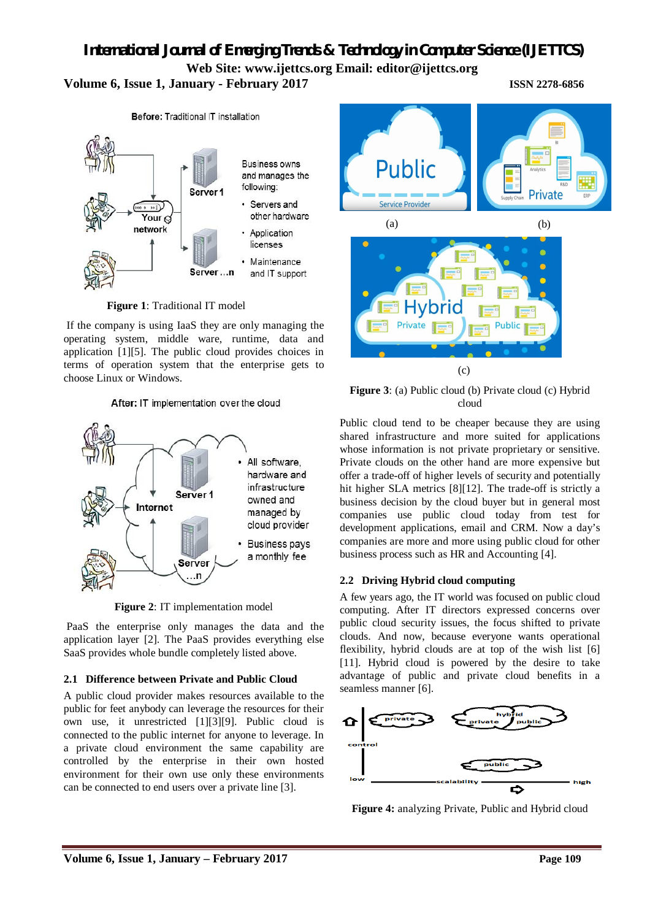**Figure 1**: Traditional IT model

If the company is using IaaS they are only managing the operating system, middle ware, runtime, data and application [1][5]. The public cloud provides choices in terms of operation system that the enterprise gets to choose Linux or Windows.

**Figure 2**: IT implementation model

PaaS the enterprise only manages the data and the application layer [2]. The PaaS provides everything else SaaS provides whole bundle completely listed above.

### 2.1 Difference between Private and Public Cloud

A public cloud provider makes resources available to the public for feet anybody can leverage the resources for their own use, it unrestricted [1][3][9]. Public cloud is connected to the public internet for anyone to leverage. In a private cloud environment the same capability are controlled by the enterprise in their own hosted environment for their own use only these environments can be connected to end users over a private line [3].

**Figure 3**: (a) Public cloud (b) Private cloud (c) Hybrid cloud

Public cloud tend to be cheaper because they are using shared infrastructure and more suited for applications whose information is not private proprietary or sensitive. Private clouds on the other hand are more expensive but offer a trade-off of higher levels of security and potentially hit higher SLA metrics [8][12]. The trade-off is strictly a business decision by the cloud buyer but in general most companies use public cloud today from test for development applications, email and CRM. Now a day's companies are more and more using public cloud for other business process such as HR and Accounting [4].

### 2.2 Driving Hybrid cloud computing

A few years ago, the IT world was focused on public cloud computing. After IT directors expressed concerns over public cloud security issues, the focus shifted to private clouds. And now, because everyone wants operational flexibility, hybrid clouds are at top of the wish list [6] [11]. Hybrid cloud is powered by the desire to take advantage of public and private cloud benefits in a seamless manner [6].

**Figure 4:** analyzing Private, Public and Hybrid cloud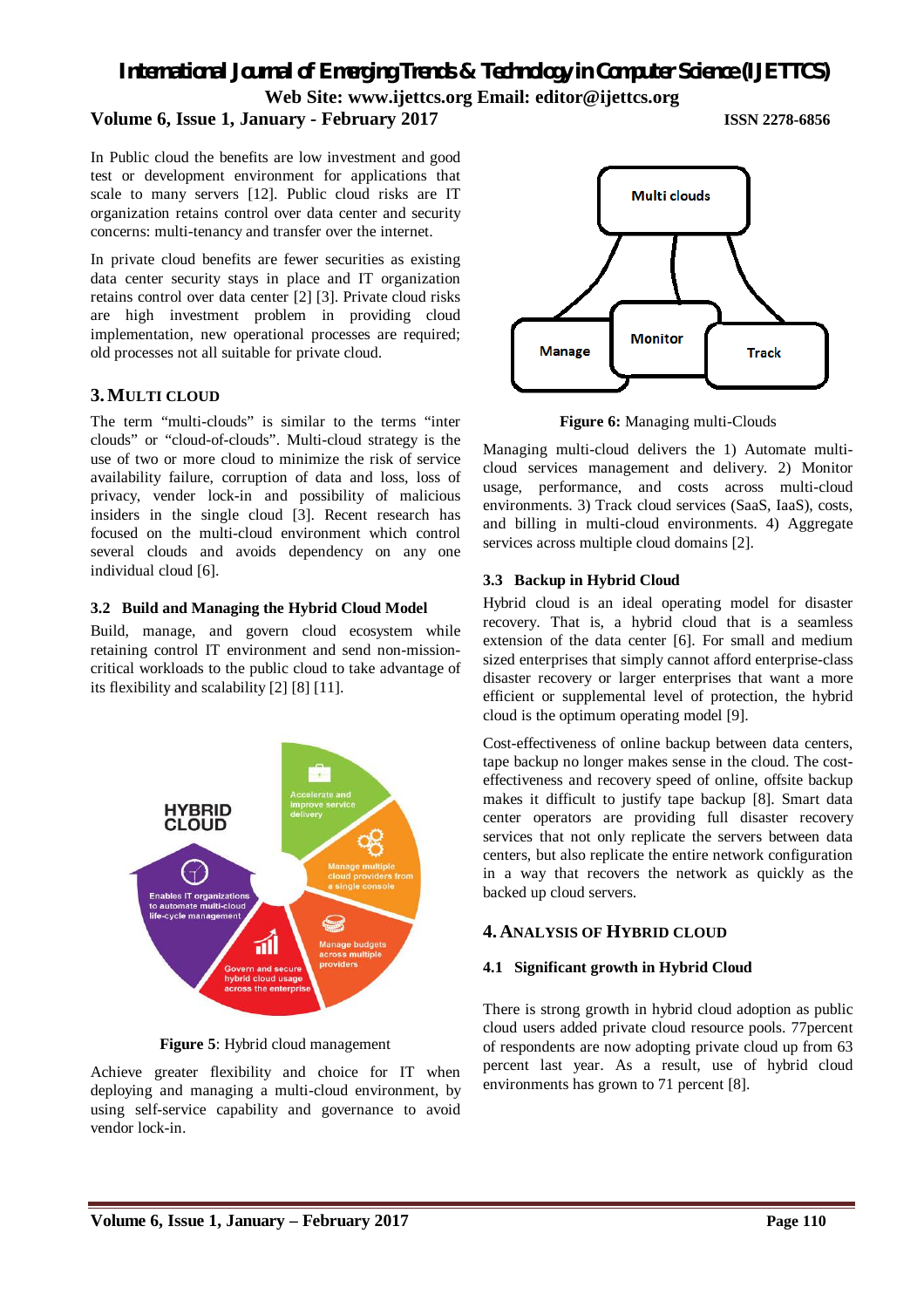In Public cloud the benefits are low investment and good test or development environment for applications that scale to many servers [12]. Public cloud risks are IT organization retains control over data center and security concerns: multi-tenancy and transfer over the internet.

In private cloud benefits are fewer securities as existing data center security stays in place and IT organization retains control over data center [2] [3]. Private cloud risks are high investment problem in providing cloud implementation, new operational processes are required; old processes not all suitable for private cloud.

## 3. MULTI CLOUD

The term "multi-clouds" is similar to the terms "inter clouds" or "cloud-of-clouds". Multi-cloud strategy is the use of two or more cloud to minimize the risk of service availability failure, corruption of data and loss, loss of privacy, vender lock-in and possibility of malicious insiders in the single cloud [3]. Recent research has focused on the multi-cloud environment which control several clouds and avoids dependency on any one individual cloud [6].

### 3.2 Build and Managing the Hybrid Cloud Model

Build, manage, and govern cloud ecosystem while retaining control IT environment and send non-mission-critical workloads to the public cloud to take advantage of its flexibility and scalability [2] [8] [11].

**Figure 5**: Hybrid cloud management

Achieve greater flexibility and choice for IT when deploying and managing a multi-cloud environment, by using self-service capability and governance to avoid vendor lock-in.

**Figure 6:** Managing multi-Clouds

Managing multi-cloud delivers the 1) Automate multi-cloud services management and delivery. 2) Monitor usage, performance, and costs across multi-cloud environments. 3) Track cloud services (SaaS, IaaS), costs, and billing in multi-cloud environments. 4) Aggregate services across multiple cloud domains [2].

### 3.3 Backup in Hybrid Cloud

Hybrid cloud is an ideal operating model for disaster recovery. That is, a hybrid cloud that is a seamless extension of the data center [6]. For small and medium sized enterprises that simply cannot afford enterprise-class disaster recovery or larger enterprises that want a more efficient or supplemental level of protection, the hybrid cloud is the optimum operating model [9].

Cost-effectiveness of online backup between data centers, tape backup no longer makes sense in the cloud. The cost-effectiveness and recovery speed of online, offsite backup makes it difficult to justify tape backup [8]. Smart data center operators are providing full disaster recovery services that not only replicate the servers between data centers, but also replicate the entire network configuration in a way that recovers the network as quickly as the backed up cloud servers.

## 4. ANALYSIS OF HYBRID CLOUD

### 4.1 Significant growth in Hybrid Cloud

There is strong growth in hybrid cloud adoption as public cloud users added private cloud resource pools. 77percent of respondents are now adopting private cloud up from 63 percent last year. As a result, use of hybrid cloud environments has grown to 71 percent [8].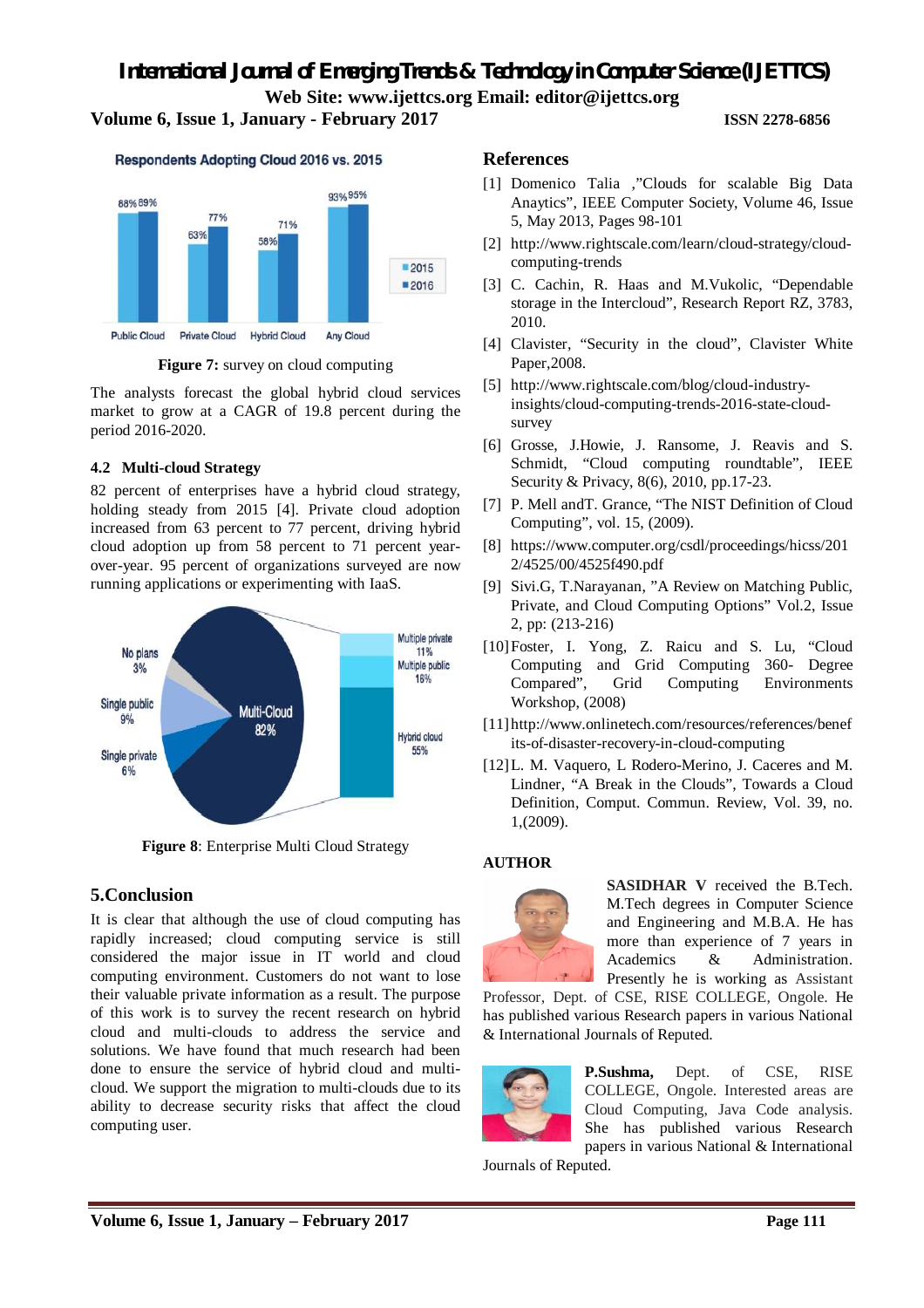Respondents Adopting Cloud 2016 vs. 2015

88% 89%
77%
63%
71%
58%
93% 95%

Public Cloud
Private Cloud
Hybrid Cloud
Any Cloud

2015
2016

**Figure 7:** survey on cloud computing

The analysts forecast the global hybrid cloud services market to grow at a CAGR of 19.8 percent during the period 2016-2020.

### 4.2 Multi-cloud Strategy

82 percent of enterprises have a hybrid cloud strategy, holding steady from 2015 [4]. Private cloud adoption increased from 63 percent to 77 percent, driving hybrid cloud adoption up from 58 percent to 71 percent year-over-year. 95 percent of organizations surveyed are now running applications or experimenting with IaaS.

No plans
3%

Single public
9%

Single private
6%

Multi-Cloud
82%

Multiple private
11%

Multiple public
16%

Hybrid cloud
55%

**Figure 8**: Enterprise Multi Cloud Strategy

## 5.Conclusion

It is clear that although the use of cloud computing has rapidly increased; cloud computing service is still considered the major issue in IT world and cloud computing environment. Customers do not want to lose their valuable private information as a result. The purpose of this work is to survey the recent research on hybrid cloud and multi-clouds to address the service and solutions. We have found that much research had been done to ensure the service of hybrid cloud and multi-cloud. We support the migration to multi-clouds due to its ability to decrease security risks that affect the cloud computing user.

## References

[1] Domenico Talia ,"Clouds for scalable Big Data Anaytics", IEEE Computer Society, Volume 46, Issue 5, May 2013, Pages 98-101

[2] http://www.rightscale.com/learn/cloud-strategy/cloud-computing-trends

[3] C. Cachin, R. Haas and M.Vukolic, "Dependable storage in the Intercloud", Research Report RZ, 3783, 2010.

[4] Clavister, "Security in the cloud", Clavister White Paper,2008.

[5] http://www.rightscale.com/blog/cloud-industry-insights/cloud-computing-trends-2016-state-cloud-survey

[6] Grosse, J.Howie, J. Ransome, J. Reavis and S. Schmidt, "Cloud computing roundtable", IEEE Security & Privacy, 8(6), 2010, pp.17-23.

[7] P. Mell andT. Grance, "The NIST Definition of Cloud Computing", vol. 15, (2009).

[8] https://www.computer.org/csdl/proceedings/hicss/2012/4525/00/4525f490.pdf

[9] Sivi.G, T.Narayanan, "A Review on Matching Public, Private, and Cloud Computing Options" Vol.2, Issue 2, pp: (213-216)

[10] Foster, I. Yong, Z. Raicu and S. Lu, "Cloud Computing and Grid Computing 360- Degree Compared", Grid Computing Environments Workshop, (2008)

[11] http://www.onlinetech.com/resources/references/benefits-of-disaster-recovery-in-cloud-computing

[12] L. M. Vaquero, L Rodero-Merino, J. Caceres and M. Lindner, "A Break in the Clouds", Towards a Cloud Definition, Comput. Commun. Review, Vol. 39, no. 1,(2009).

## AUTHOR

**SASIDHAR V** received the B.Tech. M.Tech degrees in Computer Science and Engineering and M.B.A. He has more than experience of 7 years in Academics & Administration. Presently he is working as Assistant Professor, Dept. of CSE, RISE COLLEGE, Ongole. He has published various Research papers in various National & International Journals of Reputed.

**P.Sushma,** Dept. of CSE, RISE COLLEGE, Ongole. Interested areas are Cloud Computing, Java Code analysis. She has published various Research papers in various National & International Journals of Reputed.